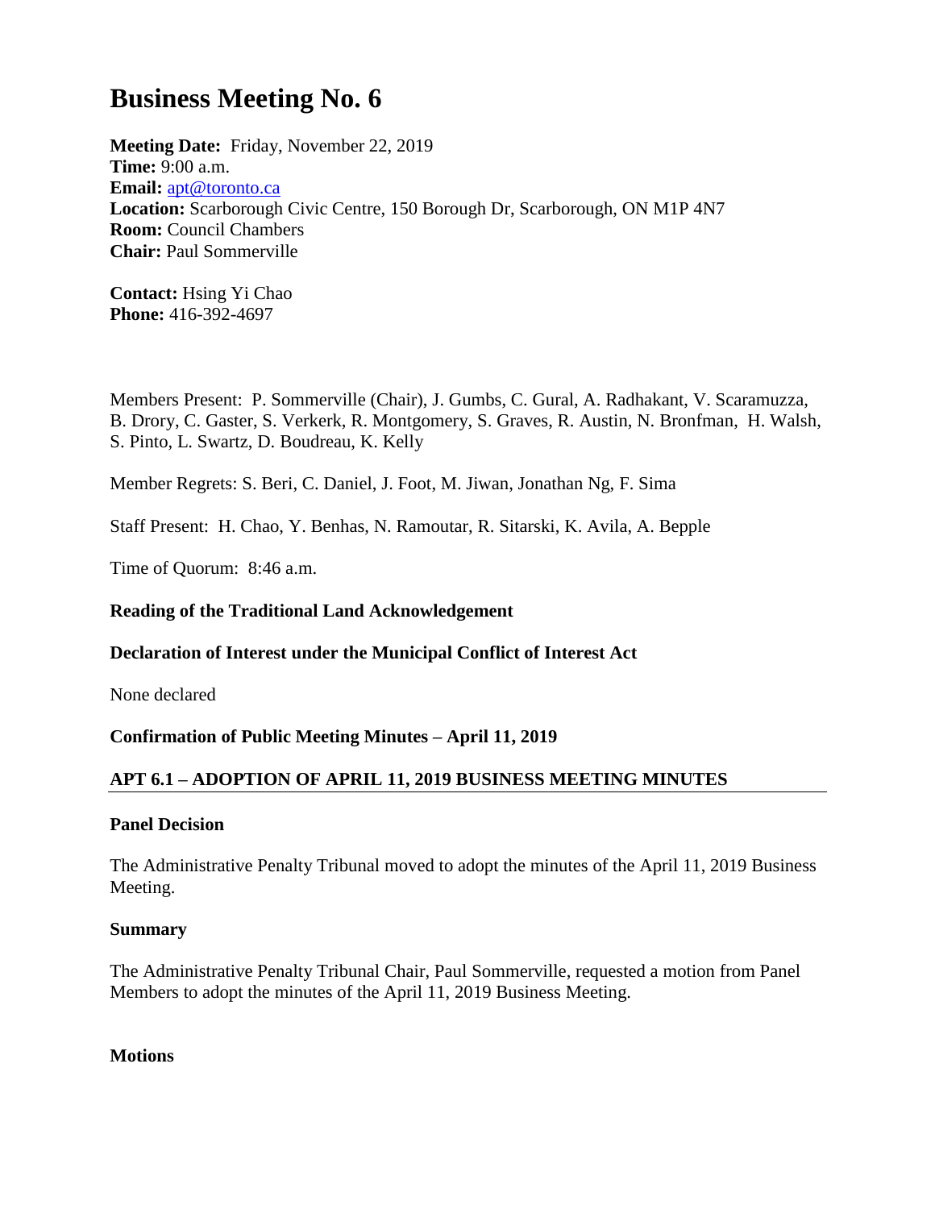# Business Meeting No. 6

**Meeting Date:** Friday, November 22, 2019
**Time:** 9:00 a.m.
**Email:** apt@toronto.ca
**Location:** Scarborough Civic Centre, 150 Borough Dr, Scarborough, ON M1P 4N7
**Room:** Council Chambers
**Chair:** Paul Sommerville

**Contact:** Hsing Yi Chao
**Phone:** 416-392-4697

Members Present: P. Sommerville (Chair), J. Gumbs, C. Gural, A. Radhakant, V. Scaramuzza, B. Drory, C. Gaster, S. Verkerk, R. Montgomery, S. Graves, R. Austin, N. Bronfman, H. Walsh, S. Pinto, L. Swartz, D. Boudreau, K. Kelly

Member Regrets: S. Beri, C. Daniel, J. Foot, M. Jiwan, Jonathan Ng, F. Sima

Staff Present: H. Chao, Y. Benhas, N. Ramoutar, R. Sitarski, K. Avila, A. Bepple

Time of Quorum: 8:46 a.m.

**Reading of the Traditional Land Acknowledgement**

**Declaration of Interest under the Municipal Conflict of Interest Act**

None declared

**Confirmation of Public Meeting Minutes – April 11, 2019**

## APT 6.1 – ADOPTION OF APRIL 11, 2019 BUSINESS MEETING MINUTES

**Panel Decision**

The Administrative Penalty Tribunal moved to adopt the minutes of the April 11, 2019 Business Meeting.

**Summary**

The Administrative Penalty Tribunal Chair, Paul Sommerville, requested a motion from Panel Members to adopt the minutes of the April 11, 2019 Business Meeting.

**Motions**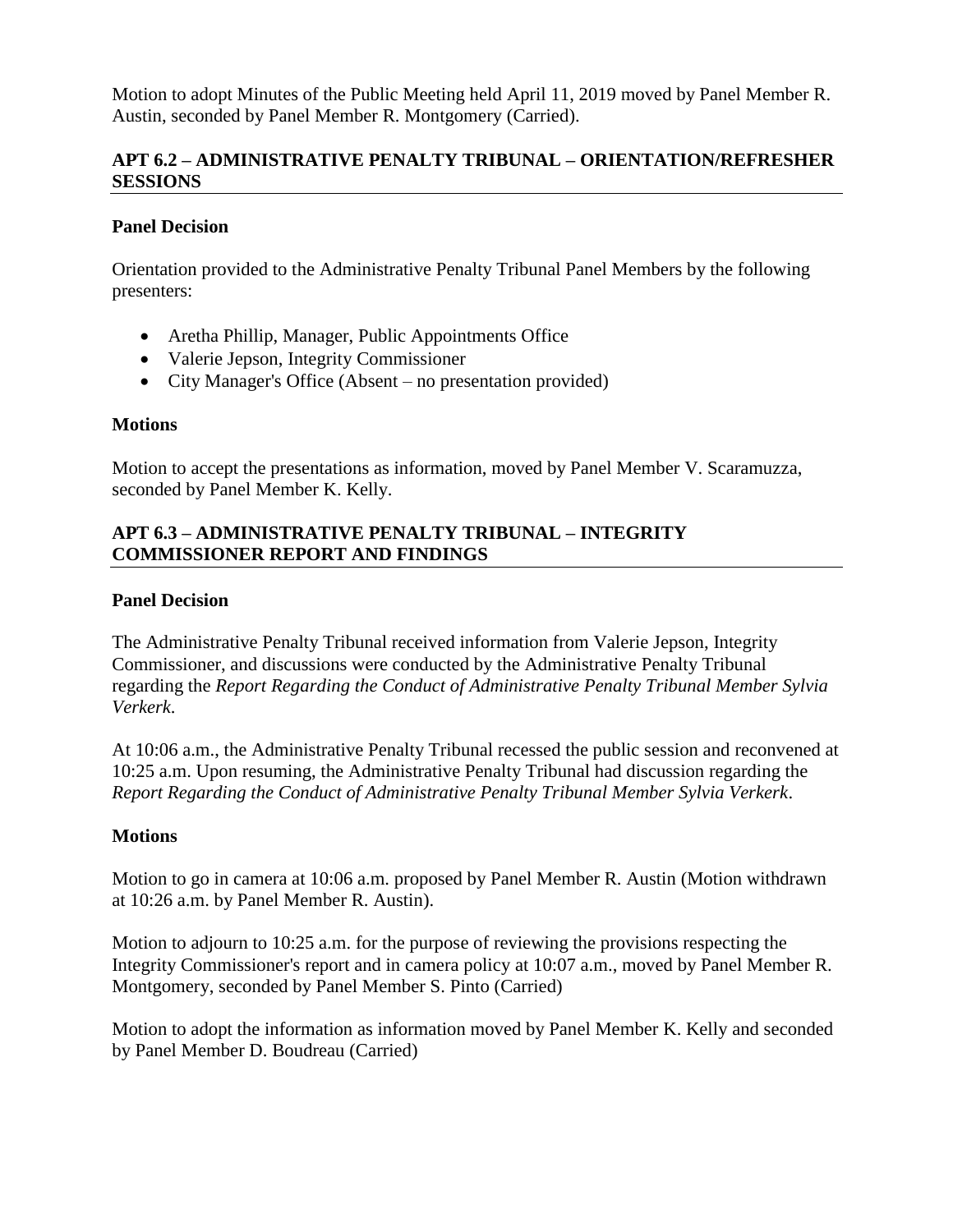Motion to adopt Minutes of the Public Meeting held April 11, 2019 moved by Panel Member R. Austin, seconded by Panel Member R. Montgomery (Carried).

## APT 6.2 – ADMINISTRATIVE PENALTY TRIBUNAL – ORIENTATION/REFRESHER SESSIONS

### Panel Decision

Orientation provided to the Administrative Penalty Tribunal Panel Members by the following presenters:

- Aretha Phillip, Manager, Public Appointments Office
- Valerie Jepson, Integrity Commissioner
- City Manager's Office (Absent – no presentation provided)

### Motions

Motion to accept the presentations as information, moved by Panel Member V. Scaramuzza, seconded by Panel Member K. Kelly.

## APT 6.3 – ADMINISTRATIVE PENALTY TRIBUNAL – INTEGRITY COMMISSIONER REPORT AND FINDINGS

### Panel Decision

The Administrative Penalty Tribunal received information from Valerie Jepson, Integrity Commissioner, and discussions were conducted by the Administrative Penalty Tribunal regarding the *Report Regarding the Conduct of Administrative Penalty Tribunal Member Sylvia Verkerk*.

At 10:06 a.m., the Administrative Penalty Tribunal recessed the public session and reconvened at 10:25 a.m. Upon resuming, the Administrative Penalty Tribunal had discussion regarding the *Report Regarding the Conduct of Administrative Penalty Tribunal Member Sylvia Verkerk*.

### Motions

Motion to go in camera at 10:06 a.m. proposed by Panel Member R. Austin (Motion withdrawn at 10:26 a.m. by Panel Member R. Austin).

Motion to adjourn to 10:25 a.m. for the purpose of reviewing the provisions respecting the Integrity Commissioner's report and in camera policy at 10:07 a.m., moved by Panel Member R. Montgomery, seconded by Panel Member S. Pinto (Carried)

Motion to adopt the information as information moved by Panel Member K. Kelly and seconded by Panel Member D. Boudreau (Carried)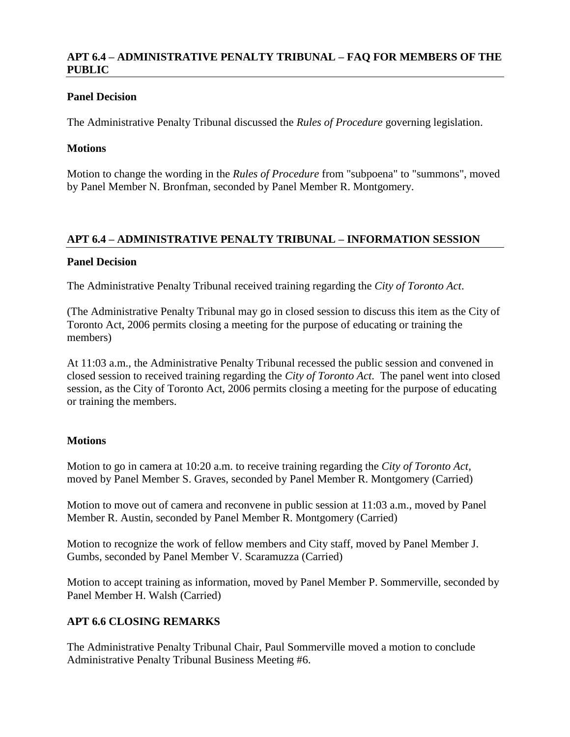## APT 6.4 – ADMINISTRATIVE PENALTY TRIBUNAL – FAQ FOR MEMBERS OF THE PUBLIC

**Panel Decision**

The Administrative Penalty Tribunal discussed the *Rules of Procedure* governing legislation.

**Motions**

Motion to change the wording in the *Rules of Procedure* from "subpoena" to "summons", moved by Panel Member N. Bronfman, seconded by Panel Member R. Montgomery.

## APT 6.4 – ADMINISTRATIVE PENALTY TRIBUNAL – INFORMATION SESSION

**Panel Decision**

The Administrative Penalty Tribunal received training regarding the *City of Toronto Act*.

(The Administrative Penalty Tribunal may go in closed session to discuss this item as the City of Toronto Act, 2006 permits closing a meeting for the purpose of educating or training the members)

At 11:03 a.m., the Administrative Penalty Tribunal recessed the public session and convened in closed session to received training regarding the *City of Toronto Act*. The panel went into closed session, as the City of Toronto Act, 2006 permits closing a meeting for the purpose of educating or training the members.

**Motions**

Motion to go in camera at 10:20 a.m. to receive training regarding the *City of Toronto Act*, moved by Panel Member S. Graves, seconded by Panel Member R. Montgomery (Carried)

Motion to move out of camera and reconvene in public session at 11:03 a.m., moved by Panel Member R. Austin, seconded by Panel Member R. Montgomery (Carried)

Motion to recognize the work of fellow members and City staff, moved by Panel Member J. Gumbs, seconded by Panel Member V. Scaramuzza (Carried)

Motion to accept training as information, moved by Panel Member P. Sommerville, seconded by Panel Member H. Walsh (Carried)

## APT 6.6 CLOSING REMARKS

The Administrative Penalty Tribunal Chair, Paul Sommerville moved a motion to conclude Administrative Penalty Tribunal Business Meeting #6.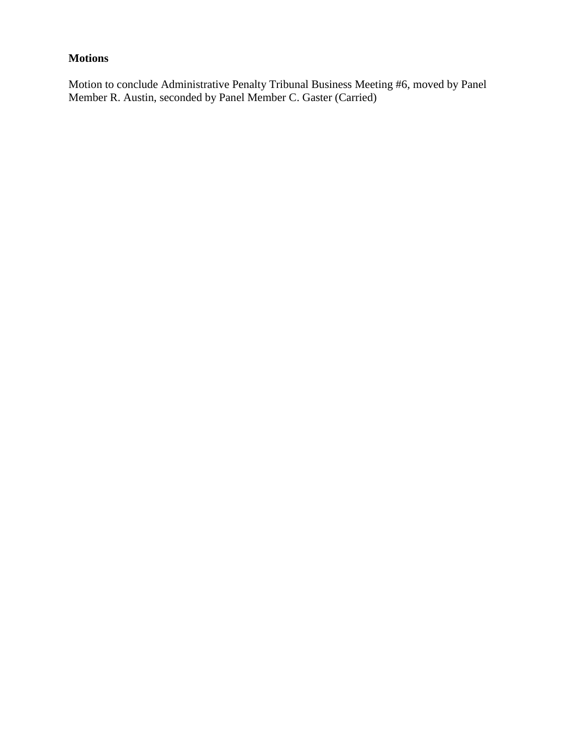**Motions**

Motion to conclude Administrative Penalty Tribunal Business Meeting #6, moved by Panel Member R. Austin, seconded by Panel Member C. Gaster (Carried)